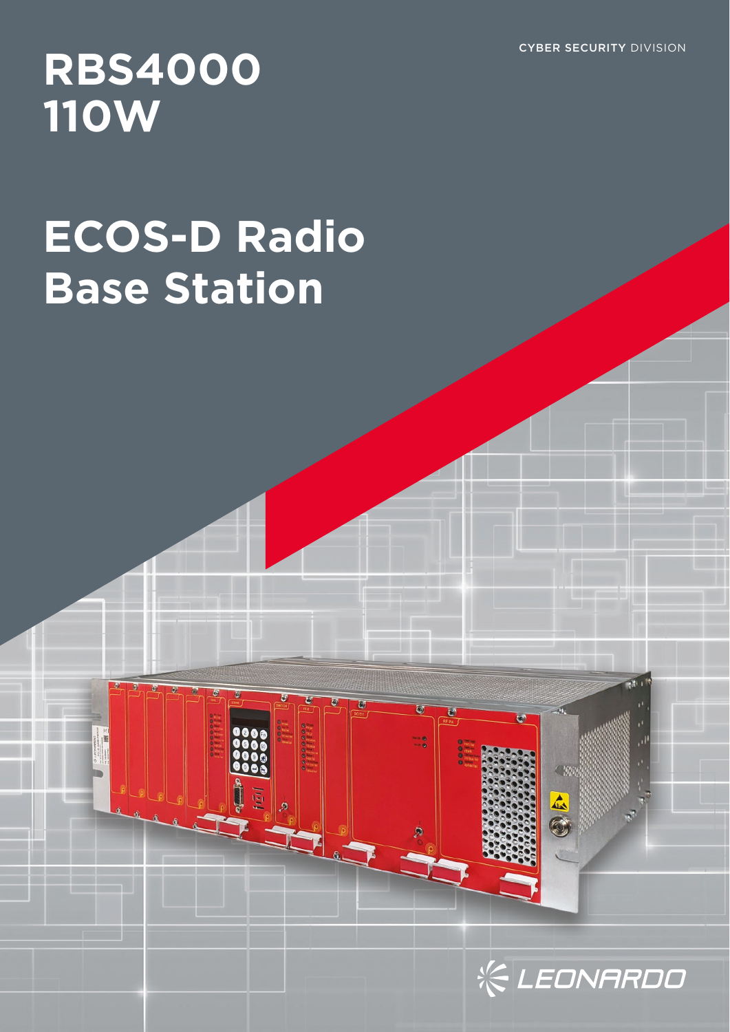CYBER SECURITY DIVISION

# RBS4000 110W

# ECOS-D Radio Base Station

LEONARDO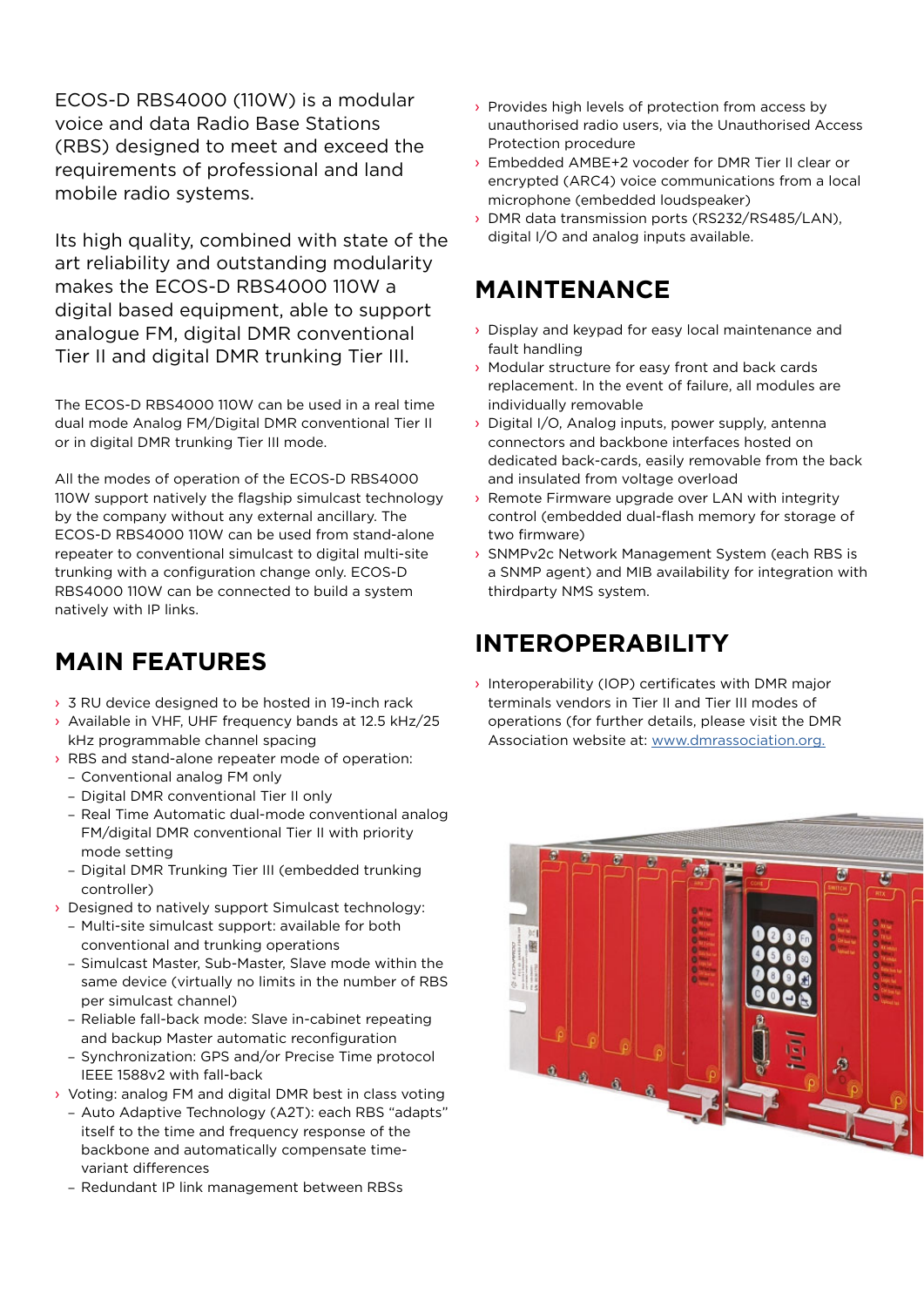ECOS-D RBS4000 (110W) is a modular voice and data Radio Base Stations (RBS) designed to meet and exceed the requirements of professional and land mobile radio systems.

Its high quality, combined with state of the art reliability and outstanding modularity makes the ECOS-D RBS4000 110W a digital based equipment, able to support analogue FM, digital DMR conventional Tier II and digital DMR trunking Tier III.

The ECOS-D RBS4000 110W can be used in a real time dual mode Analog FM/Digital DMR conventional Tier II or in digital DMR trunking Tier III mode.

All the modes of operation of the ECOS-D RBS4000 110W support natively the flagship simulcast technology by the company without any external ancillary. The ECOS-D RBS4000 110W can be used from stand-alone repeater to conventional simulcast to digital multi-site trunking with a configuration change only. ECOS-D RBS4000 110W can be connected to build a system natively with IP links.

## MAIN FEATURES

- 3 RU device designed to be hosted in 19-inch rack
- Available in VHF, UHF frequency bands at 12.5 kHz/25 kHz programmable channel spacing
- RBS and stand-alone repeater mode of operation:
  - Conventional analog FM only
  - Digital DMR conventional Tier II only
  - Real Time Automatic dual-mode conventional analog FM/digital DMR conventional Tier II with priority mode setting
  - Digital DMR Trunking Tier III (embedded trunking controller)
- Designed to natively support Simulcast technology:
  - Multi-site simulcast support: available for both conventional and trunking operations
  - Simulcast Master, Sub-Master, Slave mode within the same device (virtually no limits in the number of RBS per simulcast channel)
  - Reliable fall-back mode: Slave in-cabinet repeating and backup Master automatic reconfiguration
  - Synchronization: GPS and/or Precise Time protocol IEEE 1588v2 with fall-back
- Voting: analog FM and digital DMR best in class voting
  - Auto Adaptive Technology (A2T): each RBS "adapts" itself to the time and frequency response of the backbone and automatically compensate time-variant differences
  - Redundant IP link management between RBSs
- Provides high levels of protection from access by unauthorised radio users, via the Unauthorised Access Protection procedure
- Embedded AMBE+2 vocoder for DMR Tier II clear or encrypted (ARC4) voice communications from a local microphone (embedded loudspeaker)
- DMR data transmission ports (RS232/RS485/LAN), digital I/O and analog inputs available.

## MAINTENANCE

- Display and keypad for easy local maintenance and fault handling
- Modular structure for easy front and back cards replacement. In the event of failure, all modules are individually removable
- Digital I/O, Analog inputs, power supply, antenna connectors and backbone interfaces hosted on dedicated back-cards, easily removable from the back and insulated from voltage overload
- Remote Firmware upgrade over LAN with integrity control (embedded dual-flash memory for storage of two firmware)
- SNMPv2c Network Management System (each RBS is a SNMP agent) and MIB availability for integration with thirdparty NMS system.

## INTEROPERABILITY

- Interoperability (IOP) certificates with DMR major terminals vendors in Tier II and Tier III modes of operations (for further details, please visit the DMR Association website at: www.dmrassociation.org.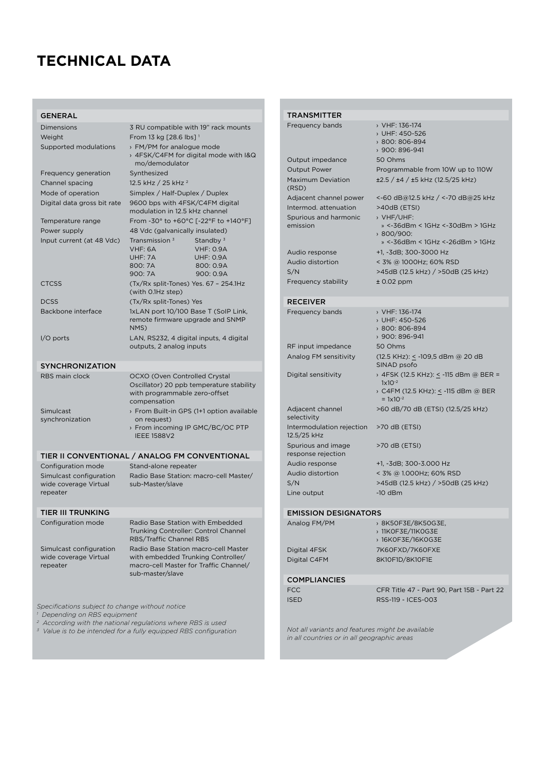# TECHNICAL DATA

## GENERAL

| | |
|---|---|
| Dimensions | 3 RU compatible with 19" rack mounts |
| Weight | From 13 kg [28.6 lbs] [1] |
| Supported modulations | › FM/PM for analogue mode<br>› 4FSK/C4FM for digital mode with I&Q mo/demodulator |
| Frequency generation | Synthesized |
| Channel spacing | 12.5 kHz / 25 kHz [2] |
| Mode of operation | Simplex / Half-Duplex / Duplex |
| Digital data gross bit rate | 9600 bps with 4FSK/C4FM digital modulation in 12.5 kHz channel |
| Temperature range | From -30° to +60°C [-22°F to +140°F] |
| Power supply | 48 Vdc (galvanically insulated) |
| Input current (at 48 Vdc) | Transmission [3]: VHF: 6A, UHF: 7A, 800: 7A, 900: 7A<br>Standby [3]: VHF: 0.9A, UHF: 0.9A, 800: 0.9A, 900: 0.9A |
| CTCSS | (Tx/Rx split-Tones) Yes. 67 – 254.1Hz (with 0.1Hz step) |
| DCSS | (Tx/Rx split-Tones) Yes |
| Backbone interface | 1xLAN port 10/100 Base T (SoIP Link, remote firmware upgrade and SNMP NMS) |
| I/O ports | LAN, RS232, 4 digital inputs, 4 digital outputs, 2 analog inputs |

## SYNCHRONIZATION

| | |
|---|---|
| RBS main clock | OCXO (Oven Controlled Crystal Oscillator) 20 ppb temperature stability with programmable zero-offset compensation |
| Simulcast synchronization | › From Built-in GPS (1+1 option available on request)<br>› From incoming IP GMC/BC/OC PTP IEEE 1588V2 |

## TIER II CONVENTIONAL / ANALOG FM CONVENTIONAL

| | |
|---|---|
| Configuration mode | Stand-alone repeater |
| Simulcast configuration wide coverage Virtual repeater | Radio Base Station: macro-cell Master/sub-Master/slave |

## TIER III TRUNKING

| | |
|---|---|
| Configuration mode | Radio Base Station with Embedded Trunking Controller: Control Channel RBS/Traffic Channel RBS |
| Simulcast configuration wide coverage Virtual repeater | Radio Base Station macro-cell Master with embedded Trunking Controller/macro-cell Master for Traffic Channel/sub-master/slave |

*Specifications subject to change without notice*

*[1] Depending on RBS equipment*

*[2] According with the national regulations where RBS is used*

*[3] Value is to be intended for a fully equipped RBS configuration*

## TRANSMITTER

| | |
|---|---|
| Frequency bands | › VHF: 136-174<br>› UHF: 450-526<br>› 800: 806-894<br>› 900: 896-941 |
| Output impedance | 50 Ohms |
| Output Power | Programmable from 10W up to 110W |
| Maximum Deviation (RSD) | ±2.5 / ±4 / ±5 kHz (12.5/25 kHz) |
| Adjacent channel power | <-60 dB@12.5 kHz / <-70 dB@25 kHz |
| Intermod. attenuation | >40dB (ETSI) |
| Spurious and harmonic emission | › VHF/UHF:<br>» <-36dBm < 1GHz <-30dBm > 1GHz<br>› 800/900:<br>» <-36dBm < 1GHz <-26dBm > 1GHz |
| Audio response | +1, -3dB; 300-3000 Hz |
| Audio distortion | < 3% @ 1000Hz; 60% RSD |
| S/N | >45dB (12.5 kHz) / >50dB (25 kHz) |
| Frequency stability | ± 0.02 ppm |

## RECEIVER

| | |
|---|---|
| Frequency bands | › VHF: 136-174<br>› UHF: 450-526<br>› 800: 806-894<br>› 900: 896-941 |
| RF input impedance | 50 Ohms |
| Analog FM sensitivity | (12.5 KHz): ≤ -109,5 dBm @ 20 dB SINAD psofo |
| Digital sensitivity | › 4FSK (12.5 KHz): ≤ -115 dBm @ BER = $1x10^{-2}$<br>› C4FM (12.5 KHz): ≤ -115 dBm @ BER = $1x10^{-2}$ |
| Adjacent channel selectivity | >60 dB/70 dB (ETSI) (12.5/25 kHz) |
| Intermodulation rejection 12.5/25 kHz | >70 dB (ETSI) |
| Spurious and image response rejection | >70 dB (ETSI) |
| Audio response | +1, -3dB; 300-3.000 Hz |
| Audio distortion | < 3% @ 1.000Hz; 60% RSD |
| S/N | >45dB (12.5 kHz) / >50dB (25 kHz) |
| Line output | -10 dBm |

## EMISSION DESIGNATORS

| | |
|---|---|
| Analog FM/PM | › 8K50F3E/8K50G3E,<br>› 11K0F3E/11K0G3E<br>› 16K0F3E/16K0G3E |
| Digital 4FSK | 7K60FXD/7K60FXE |
| Digital C4FM | 8K10F1D/8K10F1E |

## COMPLIANCIES

| | |
|---|---|
| FCC | CFR Title 47 - Part 90, Part 15B - Part 22 |
| ISED | RSS-119 - ICES-003 |

*Not all variants and features might be available in all countries or in all geographic areas*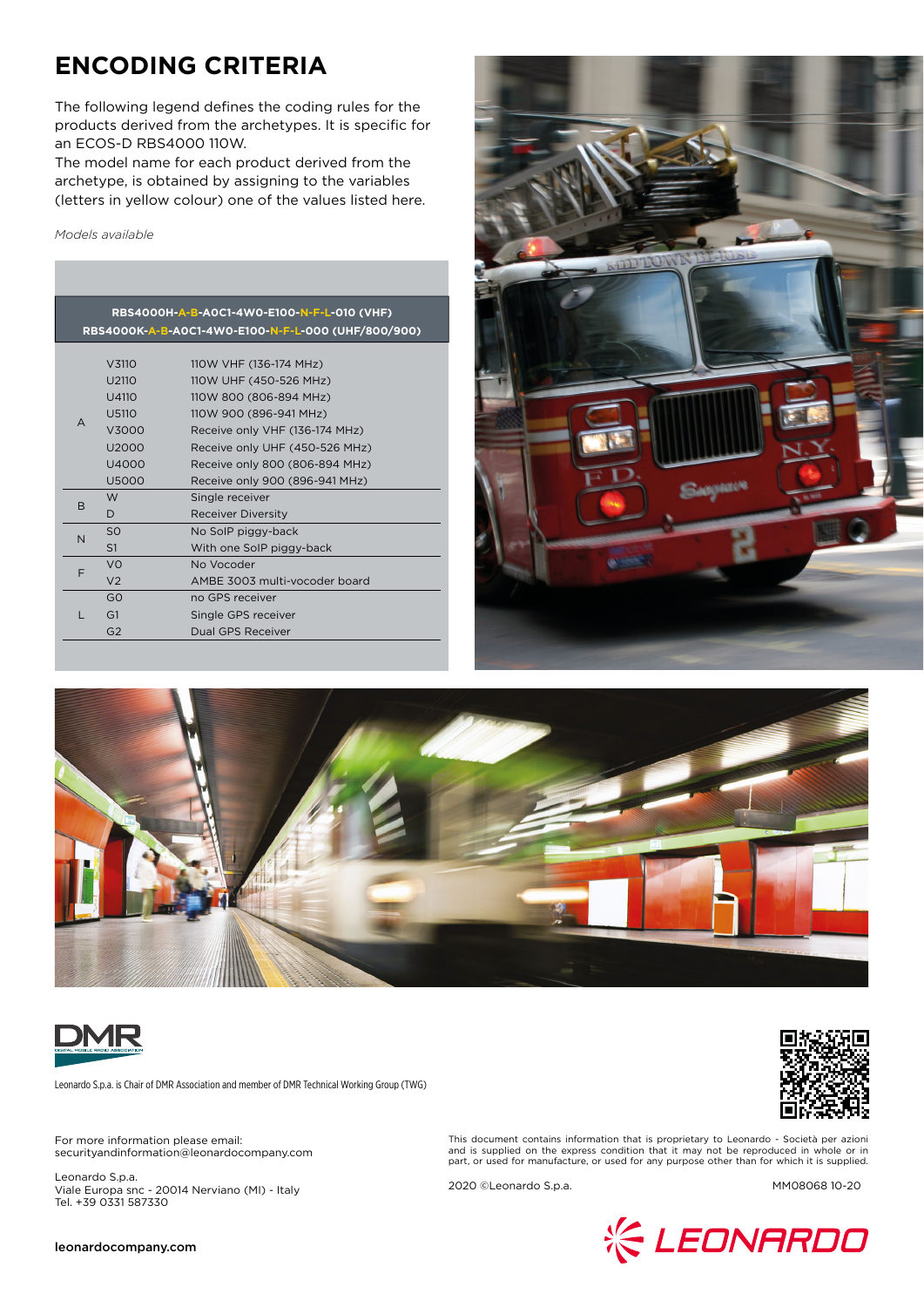# ENCODING CRITERIA

The following legend defines the coding rules for the products derived from the archetypes. It is specific for an ECOS-D RBS4000 110W.
The model name for each product derived from the archetype, is obtained by assigning to the variables (letters in yellow colour) one of the values listed here.

*Models available*

| RBS4000H-A-B-A0C1-4W0-E100-N-F-L-010 (VHF) RBS4000K-A-B-A0C1-4W0-E100-N-F-L-000 (UHF/800/900) | | |
|---|---|---|
| A | V3110 | 110W VHF (136-174 MHz) |
| | U2110 | 110W UHF (450-526 MHz) |
| | U4110 | 110W 800 (806-894 MHz) |
| | U5110 | 110W 900 (896-941 MHz) |
| | V3000 | Receive only VHF (136-174 MHz) |
| | U2000 | Receive only UHF (450-526 MHz) |
| | U4000 | Receive only 800 (806-894 MHz) |
| | U5000 | Receive only 900 (896-941 MHz) |
| B | W | Single receiver |
| | D | Receiver Diversity |
| N | S0 | No SoIP piggy-back |
| | S1 | With one SoIP piggy-back |
| F | V0 | No Vocoder |
| | V2 | AMBE 3003 multi-vocoder board |
| L | G0 | no GPS receiver |
| | G1 | Single GPS receiver |
| | G2 | Dual GPS Receiver |

DMR

Leonardo S.p.a. is Chair of DMR Association and member of DMR Technical Working Group (TWG)

For more information please email:
securityandinformation@leonardocompany.com

Leonardo S.p.a.
Viale Europa snc - 20014 Nerviano (MI) - Italy
Tel. +39 0331 587330

This document contains information that is proprietary to Leonardo - Società per azioni and is supplied on the express condition that it may not be reproduced in whole or in part, or used for manufacture, or used for any purpose other than for which it is supplied.

2020 ©Leonardo S.p.a. MM08068 10-20

LEONARDO

leonardocompany.com